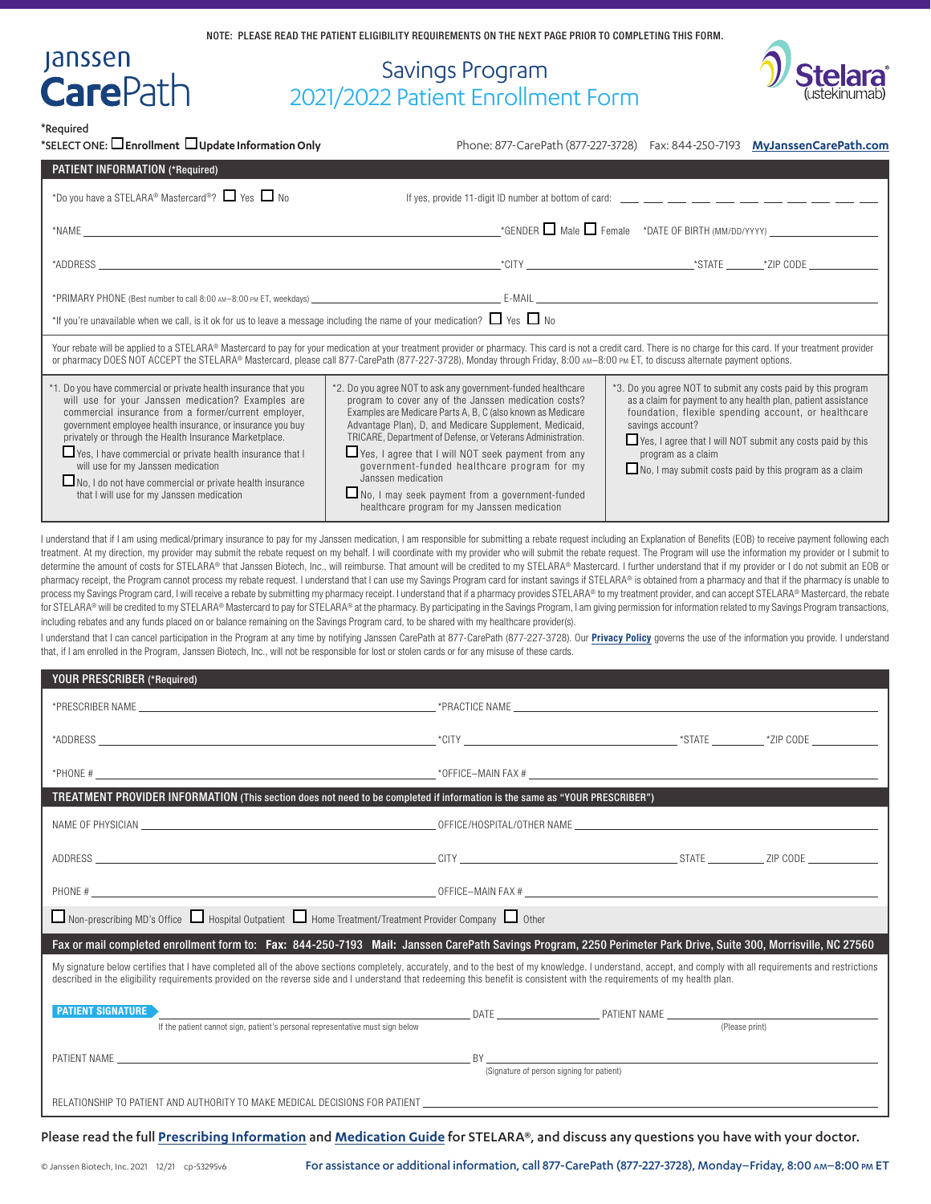NOTE: PLEASE READ THE PATIENT ELIGIBILITY REQUIREMENTS ON THE NEXT PAGE PRIOR TO COMPLETING THIS FORM.

Janssen CarePath

# Savings Program 2021/2022 Patient Enrollment Form

Stelara® (ustekinumab)

*Required

*SELECT ONE: ☐ **Enrollment** ☐ **Update Information Only**

Phone: 877-CarePath (877-227-3728) Fax: 844-250-7193 **MyJanssenCarePath.com**

## PATIENT INFORMATION (*Required)

*Do you have a STELARA® Mastercard®? ☐ Yes ☐ No    If yes, provide 11-digit ID number at bottom of card: ___ ___ ___ ___ ___ ___ ___ ___ ___ ___ ___

*NAME ______________________ *GENDER ☐ Male ☐ Female *DATE OF BIRTH (MM/DD/YYYY) ______________

*ADDRESS ______________________ *CITY ______________ *STATE ______ *ZIP CODE ______

*PRIMARY PHONE (Best number to call 8:00 AM–8:00 PM ET, weekdays) ______________ E-MAIL ______________

*If you're unavailable when we call, is it ok for us to leave a message including the name of your medication? ☐ Yes ☐ No

Your rebate will be applied to a STELARA® Mastercard to pay for your medication at your treatment provider or pharmacy. This card is not a credit card. There is no charge for this card. If your treatment provider or pharmacy DOES NOT ACCEPT the STELARA® Mastercard, please call 877-CarePath (877-227-3728), Monday through Friday, 8:00 AM–8:00 PM ET, to discuss alternate payment options.

*1. Do you have commercial or private health insurance that you will use for your Janssen medication? Examples are commercial insurance from a former/current employer, government employee health insurance, or insurance you buy privately or through the Health Insurance Marketplace.
- ☐ Yes, I have commercial or private health insurance that I will use for my Janssen medication
- ☐ No, I do not have commercial or private health insurance that I will use for my Janssen medication

*2. Do you agree NOT to ask any government-funded healthcare program to cover any of the Janssen medication costs? Examples are Medicare Parts A, B, C (also known as Medicare Advantage Plan), D, and Medicare Supplement, Medicaid, TRICARE, Department of Defense, or Veterans Administration.
- ☐ Yes, I agree that I will NOT seek payment from any government-funded healthcare program for my Janssen medication
- ☐ No, I may seek payment from a government-funded healthcare program for my Janssen medication

*3. Do you agree NOT to submit any costs paid by this program as a claim for payment to any health plan, patient assistance foundation, flexible spending account, or healthcare savings account?
- ☐ Yes, I agree that I will NOT submit any costs paid by this program as a claim
- ☐ No, I may submit costs paid by this program as a claim

I understand that if I am using medical/primary insurance to pay for my Janssen medication, I am responsible for submitting a rebate request including an Explanation of Benefits (EOB) to receive payment following each treatment. At my direction, my provider may submit the rebate request on my behalf. I will coordinate with my provider who will submit the rebate request. The Program will use the information my provider or I submit to determine the amount of costs for STELARA® that Janssen Biotech, Inc., will reimburse. That amount will be credited to my STELARA® Mastercard. I further understand that if my provider or I do not submit an EOB or pharmacy receipt, the Program cannot process my rebate request. I understand that I can use my Savings Program card for instant savings if STELARA® is obtained from a pharmacy and that if the pharmacy is unable to process my Savings Program card, I will receive a rebate by submitting my pharmacy receipt. I understand that if a pharmacy provides STELARA® to my treatment provider, and can accept STELARA® Mastercard, the rebate for STELARA® will be credited to my STELARA® Mastercard to pay for STELARA® at the pharmacy. By participating in the Savings Program, I am giving permission for information related to my Savings Program transactions, including rebates and any funds placed on or balance remaining on the Savings Program card, to be shared with my healthcare provider(s).

I understand that I can cancel participation in the Program at any time by notifying Janssen CarePath at 877-CarePath (877-227-3728). Our **Privacy Policy** governs the use of the information you provide. I understand that, if I am enrolled in the Program, Janssen Biotech, Inc., will not be responsible for lost or stolen cards or for any misuse of these cards.

## YOUR PRESCRIBER (*Required)

*PRESCRIBER NAME ______________________ *PRACTICE NAME ______________________

*ADDRESS ______________________ *CITY ______________ *STATE ______ *ZIP CODE ______

*PHONE # ______________________ *OFFICE–MAIN FAX # ______________________

## TREATMENT PROVIDER INFORMATION (This section does not need to be completed if information is the same as "YOUR PRESCRIBER")

NAME OF PHYSICIAN ______________________ OFFICE/HOSPITAL/OTHER NAME ______________________

ADDRESS ______________________ CITY ______________ STATE ______ ZIP CODE ______

PHONE # ______________________ OFFICE–MAIN FAX # ______________________

☐ Non-prescribing MD's Office ☐ Hospital Outpatient ☐ Home Treatment/Treatment Provider Company ☐ Other

**Fax or mail completed enrollment form to: Fax: 844-250-7193 Mail: Janssen CarePath Savings Program, 2250 Perimeter Park Drive, Suite 300, Morrisville, NC 27560**

My signature below certifies that I have completed all of the above sections completely, accurately, and to the best of my knowledge. I understand, accept, and comply with all requirements and restrictions described in the eligibility requirements provided on the reverse side and I understand that redeeming this benefit is consistent with the requirements of my health plan.

**PATIENT SIGNATURE** ______________________ DATE ______________ PATIENT NAME ______________________ (Please print)

If the patient cannot sign, patient's personal representative must sign below

PATIENT NAME ______________________ BY ______________________ (Signature of person signing for patient)

RELATIONSHIP TO PATIENT AND AUTHORITY TO MAKE MEDICAL DECISIONS FOR PATIENT ______________________

Please read the full **Prescribing Information** and **Medication Guide** for STELARA®, and discuss any questions you have with your doctor.

© Janssen Biotech, Inc. 2021 12/21 cp-53295v6

For assistance or additional information, call 877-CarePath (877-227-3728), Monday–Friday, 8:00 AM–8:00 PM ET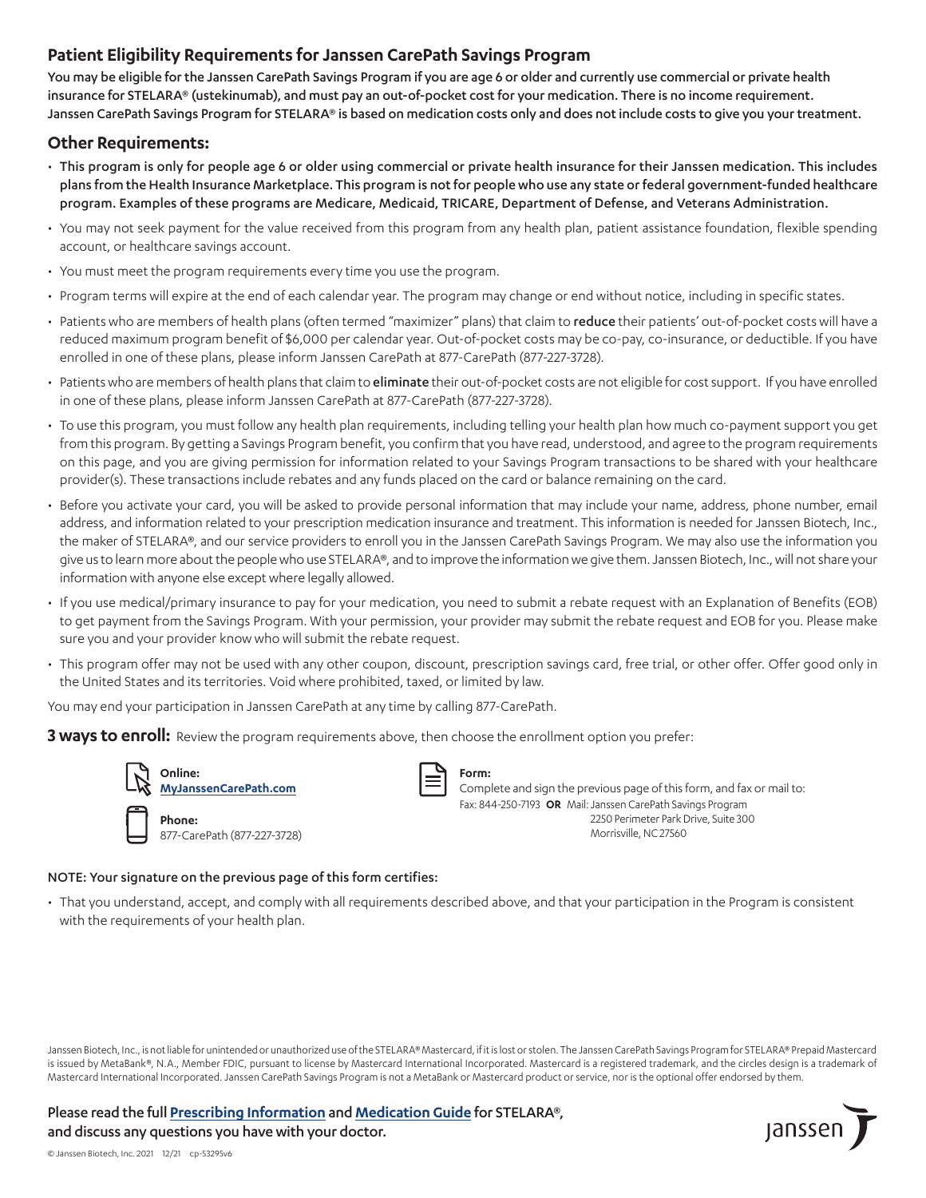## Patient Eligibility Requirements for Janssen CarePath Savings Program

**You may be eligible for the Janssen CarePath Savings Program if you are age 6 or older and currently use commercial or private health insurance for STELARA® (ustekinumab), and must pay an out-of-pocket cost for your medication. There is no income requirement. Janssen CarePath Savings Program for STELARA® is based on medication costs only and does not include costs to give you your treatment.**

### Other Requirements:

- **This program is only for people age 6 or older using commercial or private health insurance for their Janssen medication. This includes plans from the Health Insurance Marketplace. This program is not for people who use any state or federal government-funded healthcare program. Examples of these programs are Medicare, Medicaid, TRICARE, Department of Defense, and Veterans Administration.**
- You may not seek payment for the value received from this program from any health plan, patient assistance foundation, flexible spending account, or healthcare savings account.
- You must meet the program requirements every time you use the program.
- Program terms will expire at the end of each calendar year. The program may change or end without notice, including in specific states.
- Patients who are members of health plans (often termed "maximizer" plans) that claim to **reduce** their patients' out-of-pocket costs will have a reduced maximum program benefit of $6,000 per calendar year. Out-of-pocket costs may be co-pay, co-insurance, or deductible. If you have enrolled in one of these plans, please inform Janssen CarePath at 877-CarePath (877-227-3728).
- Patients who are members of health plans that claim to **eliminate** their out-of-pocket costs are not eligible for cost support. If you have enrolled in one of these plans, please inform Janssen CarePath at 877-CarePath (877-227-3728).
- To use this program, you must follow any health plan requirements, including telling your health plan how much co-payment support you get from this program. By getting a Savings Program benefit, you confirm that you have read, understood, and agree to the program requirements on this page, and you are giving permission for information related to your Savings Program transactions to be shared with your healthcare provider(s). These transactions include rebates and any funds placed on the card or balance remaining on the card.
- Before you activate your card, you will be asked to provide personal information that may include your name, address, phone number, email address, and information related to your prescription medication insurance and treatment. This information is needed for Janssen Biotech, Inc., the maker of STELARA®, and our service providers to enroll you in the Janssen CarePath Savings Program. We may also use the information you give us to learn more about the people who use STELARA®, and to improve the information we give them. Janssen Biotech, Inc., will not share your information with anyone else except where legally allowed.
- If you use medical/primary insurance to pay for your medication, you need to submit a rebate request with an Explanation of Benefits (EOB) to get payment from the Savings Program. With your permission, your provider may submit the rebate request and EOB for you. Please make sure you and your provider know who will submit the rebate request.
- This program offer may not be used with any other coupon, discount, prescription savings card, free trial, or other offer. Offer good only in the United States and its territories. Void where prohibited, taxed, or limited by law.

You may end your participation in Janssen CarePath at any time by calling 877-CarePath.

**3 ways to enroll:** Review the program requirements above, then choose the enrollment option you prefer:

**Online:**
MyJanssenCarePath.com

**Phone:**
877-CarePath (877-227-3728)

**Form:**
Complete and sign the previous page of this form, and fax or mail to:
Fax: 844-250-7193 **OR** Mail: Janssen CarePath Savings Program
2250 Perimeter Park Drive, Suite 300
Morrisville, NC 27560

NOTE: Your signature on the previous page of this form certifies:

- That you understand, accept, and comply with all requirements described above, and that your participation in the Program is consistent with the requirements of your health plan.

Janssen Biotech, Inc., is not liable for unintended or unauthorized use of the STELARA® Mastercard, if it is lost or stolen. The Janssen CarePath Savings Program for STELARA® Prepaid Mastercard is issued by MetaBank®, N.A., Member FDIC, pursuant to license by Mastercard International Incorporated. Mastercard is a registered trademark, and the circles design is a trademark of Mastercard International Incorporated. Janssen CarePath Savings Program is not a MetaBank or Mastercard product or service, nor is the optional offer endorsed by them.

Please read the full **Prescribing Information** and **Medication Guide** for STELARA®, and discuss any questions you have with your doctor.

janssen

© Janssen Biotech, Inc. 2021 12/21 cp-53295v6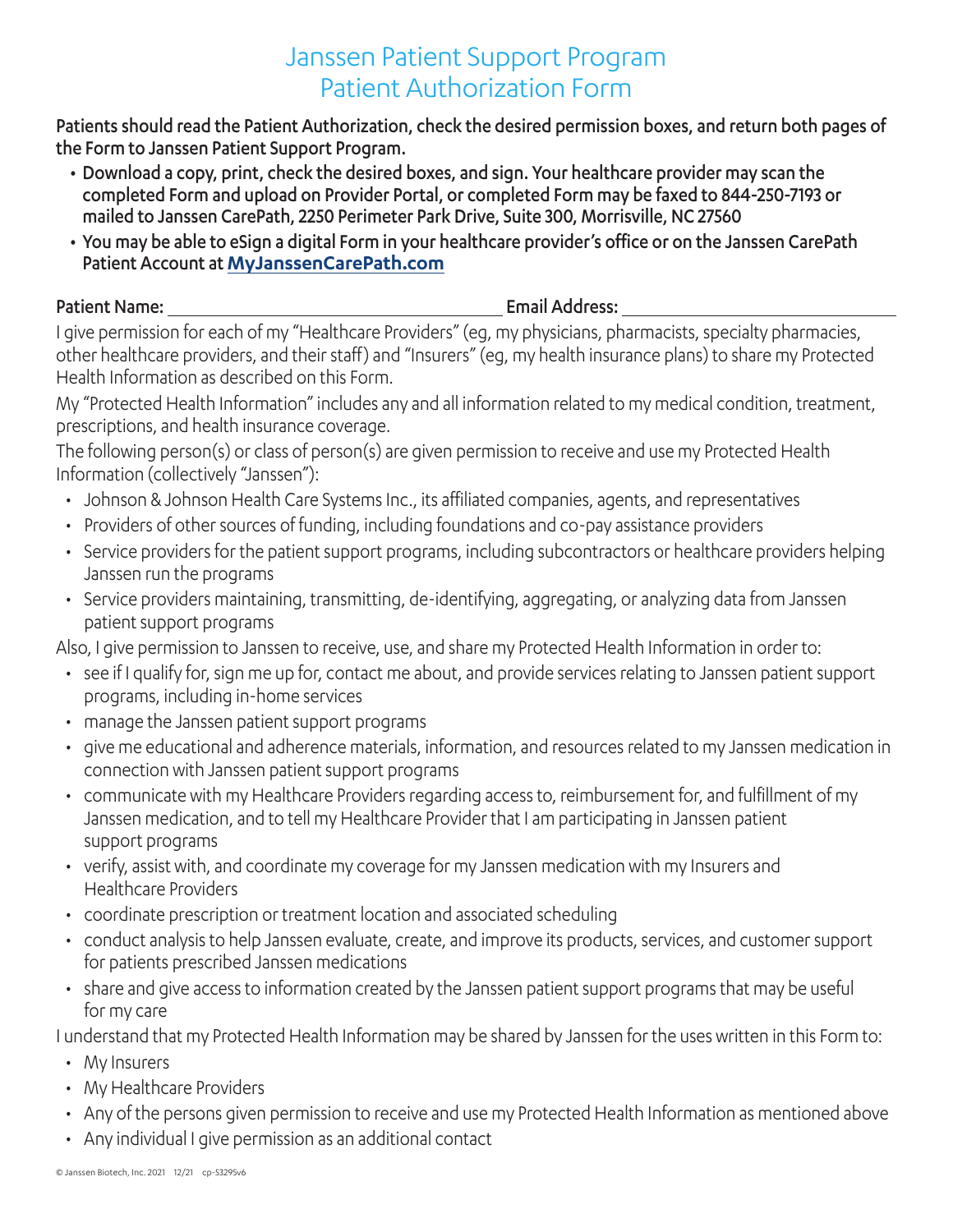# Janssen Patient Support Program
# Patient Authorization Form

**Patients should read the Patient Authorization, check the desired permission boxes, and return both pages of the Form to Janssen Patient Support Program.**

- **Download a copy, print, check the desired boxes, and sign. Your healthcare provider may scan the completed Form and upload on Provider Portal, or completed Form may be faxed to 844-250-7193 or mailed to Janssen CarePath, 2250 Perimeter Park Drive, Suite 300, Morrisville, NC 27560**
- **You may be able to eSign a digital Form in your healthcare provider's office or on the Janssen CarePath Patient Account at [MyJanssenCarePath.com](MyJanssenCarePath.com)**

**Patient Name:** ______________________________ **Email Address:** ______________________________

I give permission for each of my "Healthcare Providers" (eg, my physicians, pharmacists, specialty pharmacies, other healthcare providers, and their staff) and "Insurers" (eg, my health insurance plans) to share my Protected Health Information as described on this Form.

My "Protected Health Information" includes any and all information related to my medical condition, treatment, prescriptions, and health insurance coverage.

The following person(s) or class of person(s) are given permission to receive and use my Protected Health Information (collectively "Janssen"):

- Johnson & Johnson Health Care Systems Inc., its affiliated companies, agents, and representatives
- Providers of other sources of funding, including foundations and co-pay assistance providers
- Service providers for the patient support programs, including subcontractors or healthcare providers helping Janssen run the programs
- Service providers maintaining, transmitting, de-identifying, aggregating, or analyzing data from Janssen patient support programs

Also, I give permission to Janssen to receive, use, and share my Protected Health Information in order to:

- see if I qualify for, sign me up for, contact me about, and provide services relating to Janssen patient support programs, including in-home services
- manage the Janssen patient support programs
- give me educational and adherence materials, information, and resources related to my Janssen medication in connection with Janssen patient support programs
- communicate with my Healthcare Providers regarding access to, reimbursement for, and fulfillment of my Janssen medication, and to tell my Healthcare Provider that I am participating in Janssen patient support programs
- verify, assist with, and coordinate my coverage for my Janssen medication with my Insurers and Healthcare Providers
- coordinate prescription or treatment location and associated scheduling
- conduct analysis to help Janssen evaluate, create, and improve its products, services, and customer support for patients prescribed Janssen medications
- share and give access to information created by the Janssen patient support programs that may be useful for my care

I understand that my Protected Health Information may be shared by Janssen for the uses written in this Form to:

- My Insurers
- My Healthcare Providers
- Any of the persons given permission to receive and use my Protected Health Information as mentioned above
- Any individual I give permission as an additional contact

© Janssen Biotech, Inc. 2021 12/21 cp-53295v6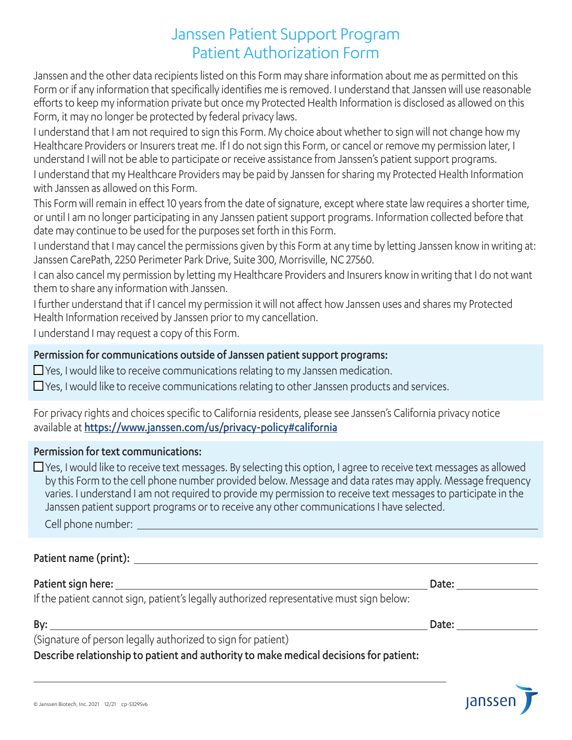# Janssen Patient Support Program
# Patient Authorization Form

Janssen and the other data recipients listed on this Form may share information about me as permitted on this Form or if any information that specifically identifies me is removed. I understand that Janssen will use reasonable efforts to keep my information private but once my Protected Health Information is disclosed as allowed on this Form, it may no longer be protected by federal privacy laws.

I understand that I am not required to sign this Form. My choice about whether to sign will not change how my Healthcare Providers or Insurers treat me. If I do not sign this Form, or cancel or remove my permission later, I understand I will not be able to participate or receive assistance from Janssen's patient support programs.

I understand that my Healthcare Providers may be paid by Janssen for sharing my Protected Health Information with Janssen as allowed on this Form.

This Form will remain in effect 10 years from the date of signature, except where state law requires a shorter time, or until I am no longer participating in any Janssen patient support programs. Information collected before that date may continue to be used for the purposes set forth in this Form.

I understand that I may cancel the permissions given by this Form at any time by letting Janssen know in writing at: Janssen CarePath, 2250 Perimeter Park Drive, Suite 300, Morrisville, NC 27560.

I can also cancel my permission by letting my Healthcare Providers and Insurers know in writing that I do not want them to share any information with Janssen.

I further understand that if I cancel my permission it will not affect how Janssen uses and shares my Protected Health Information received by Janssen prior to my cancellation.

I understand I may request a copy of this Form.

**Permission for communications outside of Janssen patient support programs:**

☐ Yes, I would like to receive communications relating to my Janssen medication.

☐ Yes, I would like to receive communications relating to other Janssen products and services.

For privacy rights and choices specific to California residents, please see Janssen's California privacy notice available at **https://www.janssen.com/us/privacy-policy#california**

**Permission for text communications:**

☐ Yes, I would like to receive text messages. By selecting this option, I agree to receive text messages as allowed by this Form to the cell phone number provided below. Message and data rates may apply. Message frequency varies. I understand I am not required to provide my permission to receive text messages to participate in the Janssen patient support programs or to receive any other communications I have selected.

Cell phone number: ______________________________

**Patient name (print):** ______________________________

**Patient sign here:** ______________________________ **Date:** ______________

If the patient cannot sign, patient's legally authorized representative must sign below:

**By:** ______________________________ **Date:** ______________

(Signature of person legally authorized to sign for patient)

**Describe relationship to patient and authority to make medical decisions for patient:**

______________________________

© Janssen Biotech, Inc. 2021 12/21 cp-53295v6

janssen